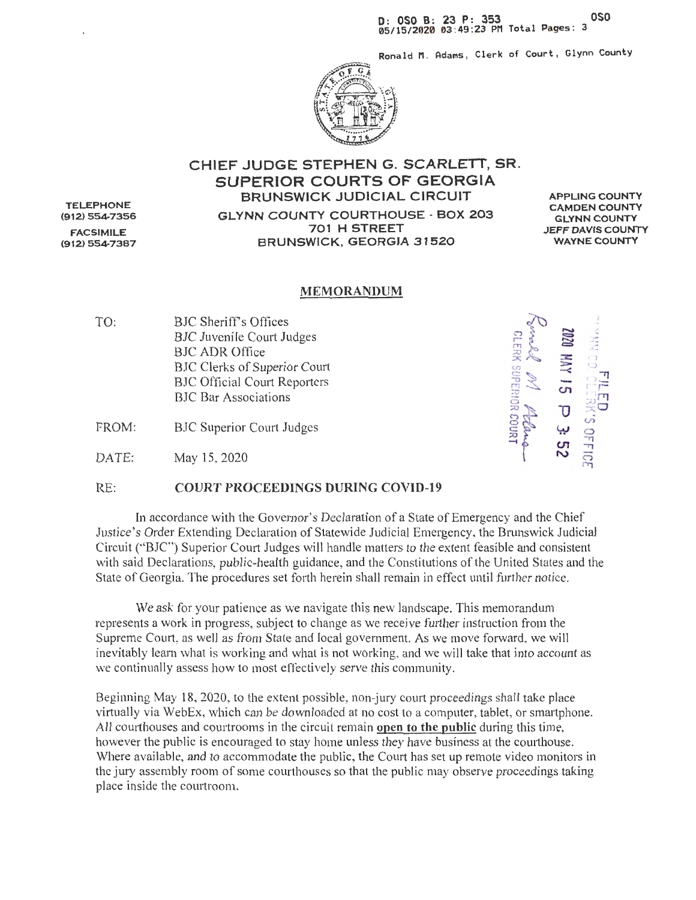D: OSO B: 23 P: 353 OSO
05/15/2020 03:49:23 PM Total Pages: 3

Ronald M. Adams, Clerk of Court, Glynn County

**CHIEF JUDGE STEPHEN G. SCARLETT, SR.**
**SUPERIOR COURTS OF GEORGIA**
**BRUNSWICK JUDICIAL CIRCUIT**
GLYNN COUNTY COURTHOUSE - BOX 203
701 H STREET
BRUNSWICK, GEORGIA 31520

TELEPHONE
(912) 554-7356

FACSIMILE
(912) 554-7387

APPLING COUNTY
CAMDEN COUNTY
GLYNN COUNTY
JEFF DAVIS COUNTY
WAYNE COUNTY

## MEMORANDUM

FILED
GLYNN CO CLERK'S OFFICE
2020 MAY 15 P 3:52
CLERK SUPERIOR COURT

TO: BJC Sheriff's Offices
BJC Juvenile Court Judges
BJC ADR Office
BJC Clerks of Superior Court
BJC Official Court Reporters
BJC Bar Associations

FROM: BJC Superior Court Judges

DATE: May 15, 2020

RE: **COURT PROCEEDINGS DURING COVID-19**

In accordance with the Governor's Declaration of a State of Emergency and the Chief Justice's Order Extending Declaration of Statewide Judicial Emergency, the Brunswick Judicial Circuit ("BJC") Superior Court Judges will handle matters to the extent feasible and consistent with said Declarations, public-health guidance, and the Constitutions of the United States and the State of Georgia. The procedures set forth herein shall remain in effect until further notice.

We ask for your patience as we navigate this new landscape. This memorandum represents a work in progress, subject to change as we receive further instruction from the Supreme Court, as well as from State and local government. As we move forward, we will inevitably learn what is working and what is not working, and we will take that into account as we continually assess how to most effectively serve this community.

Beginning May 18, 2020, to the extent possible, non-jury court proceedings shall take place virtually via WebEx, which can be downloaded at no cost to a computer, tablet, or smartphone. All courthouses and courtrooms in the circuit remain **open to the public** during this time, however the public is encouraged to stay home unless they have business at the courthouse. Where available, and to accommodate the public, the Court has set up remote video monitors in the jury assembly room of some courthouses so that the public may observe proceedings taking place inside the courtroom.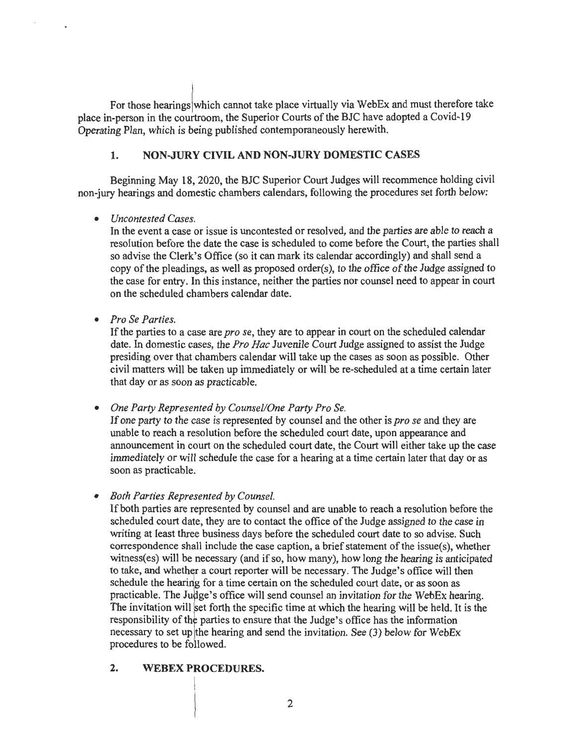For those hearings which cannot take place virtually via WebEx and must therefore take place in-person in the courtroom, the Superior Courts of the BJC have adopted a Covid-19 Operating Plan, which is being published contemporaneously herewith.

## 1. NON-JURY CIVIL AND NON-JURY DOMESTIC CASES

Beginning May 18, 2020, the BJC Superior Court Judges will recommence holding civil non-jury hearings and domestic chambers calendars, following the procedures set forth below:

- *Uncontested Cases.*
  In the event a case or issue is uncontested or resolved, and the parties are able to reach a resolution before the date the case is scheduled to come before the Court, the parties shall so advise the Clerk's Office (so it can mark its calendar accordingly) and shall send a copy of the pleadings, as well as proposed order(s), to the office of the Judge assigned to the case for entry. In this instance, neither the parties nor counsel need to appear in court on the scheduled chambers calendar date.

- *Pro Se Parties.*
  If the parties to a case are *pro se*, they are to appear in court on the scheduled calendar date. In domestic cases, the *Pro Hac* Juvenile Court Judge assigned to assist the Judge presiding over that chambers calendar will take up the cases as soon as possible. Other civil matters will be taken up immediately or will be re-scheduled at a time certain later that day or as soon as practicable.

- *One Party Represented by Counsel/One Party Pro Se.*
  If one party to the case is represented by counsel and the other is *pro se* and they are unable to reach a resolution before the scheduled court date, upon appearance and announcement in court on the scheduled court date, the Court will either take up the case immediately or will schedule the case for a hearing at a time certain later that day or as soon as practicable.

- *Both Parties Represented by Counsel.*
  If both parties are represented by counsel and are unable to reach a resolution before the scheduled court date, they are to contact the office of the Judge assigned to the case in writing at least three business days before the scheduled court date to so advise. Such correspondence shall include the case caption, a brief statement of the issue(s), whether witness(es) will be necessary (and if so, how many), how long the hearing is anticipated to take, and whether a court reporter will be necessary. The Judge's office will then schedule the hearing for a time certain on the scheduled court date, or as soon as practicable. The Judge's office will send counsel an invitation for the WebEx hearing. The invitation will set forth the specific time at which the hearing will be held. It is the responsibility of the parties to ensure that the Judge's office has the information necessary to set up the hearing and send the invitation. See (3) below for WebEx procedures to be followed.

## 2. WEBEX PROCEDURES.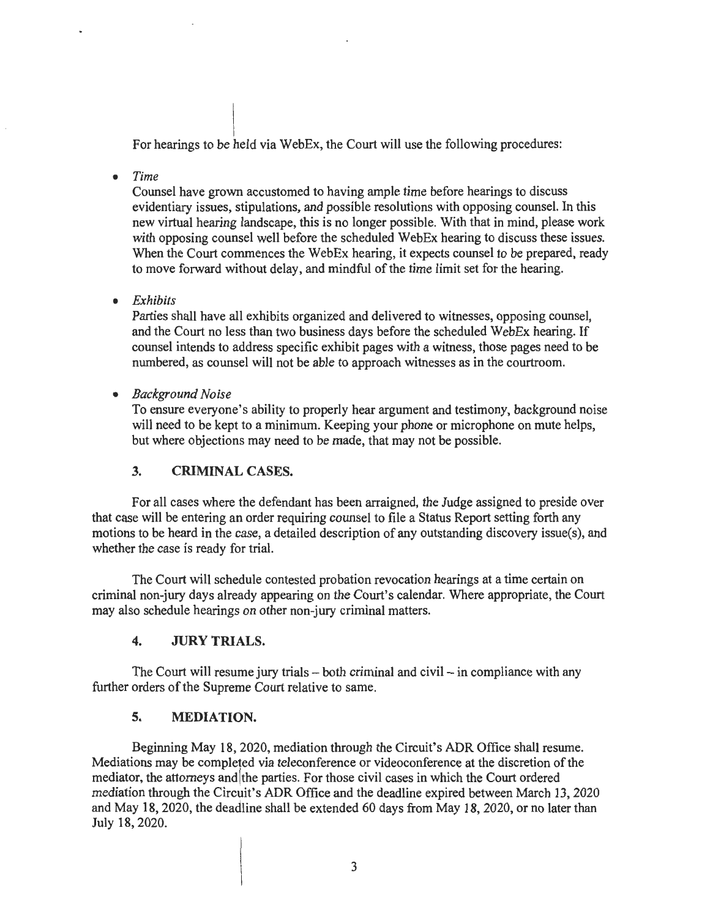For hearings to be held via WebEx, the Court will use the following procedures:

- *Time*

  Counsel have grown accustomed to having ample time before hearings to discuss evidentiary issues, stipulations, and possible resolutions with opposing counsel. In this new virtual hearing landscape, this is no longer possible. With that in mind, please work with opposing counsel well before the scheduled WebEx hearing to discuss these issues. When the Court commences the WebEx hearing, it expects counsel to be prepared, ready to move forward without delay, and mindful of the time limit set for the hearing.

- *Exhibits*

  Parties shall have all exhibits organized and delivered to witnesses, opposing counsel, and the Court no less than two business days before the scheduled WebEx hearing. If counsel intends to address specific exhibit pages with a witness, those pages need to be numbered, as counsel will not be able to approach witnesses as in the courtroom.

- *Background Noise*

  To ensure everyone's ability to properly hear argument and testimony, background noise will need to be kept to a minimum. Keeping your phone or microphone on mute helps, but where objections may need to be made, that may not be possible.

## 3. CRIMINAL CASES.

For all cases where the defendant has been arraigned, the Judge assigned to preside over that case will be entering an order requiring counsel to file a Status Report setting forth any motions to be heard in the case, a detailed description of any outstanding discovery issue(s), and whether the case is ready for trial.

The Court will schedule contested probation revocation hearings at a time certain on criminal non-jury days already appearing on the Court's calendar. Where appropriate, the Court may also schedule hearings on other non-jury criminal matters.

## 4. JURY TRIALS.

The Court will resume jury trials – both criminal and civil – in compliance with any further orders of the Supreme Court relative to same.

## 5. MEDIATION.

Beginning May 18, 2020, mediation through the Circuit's ADR Office shall resume. Mediations may be completed via teleconference or videoconference at the discretion of the mediator, the attorneys and the parties. For those civil cases in which the Court ordered mediation through the Circuit's ADR Office and the deadline expired between March 13, 2020 and May 18, 2020, the deadline shall be extended 60 days from May 18, 2020, or no later than July 18, 2020.